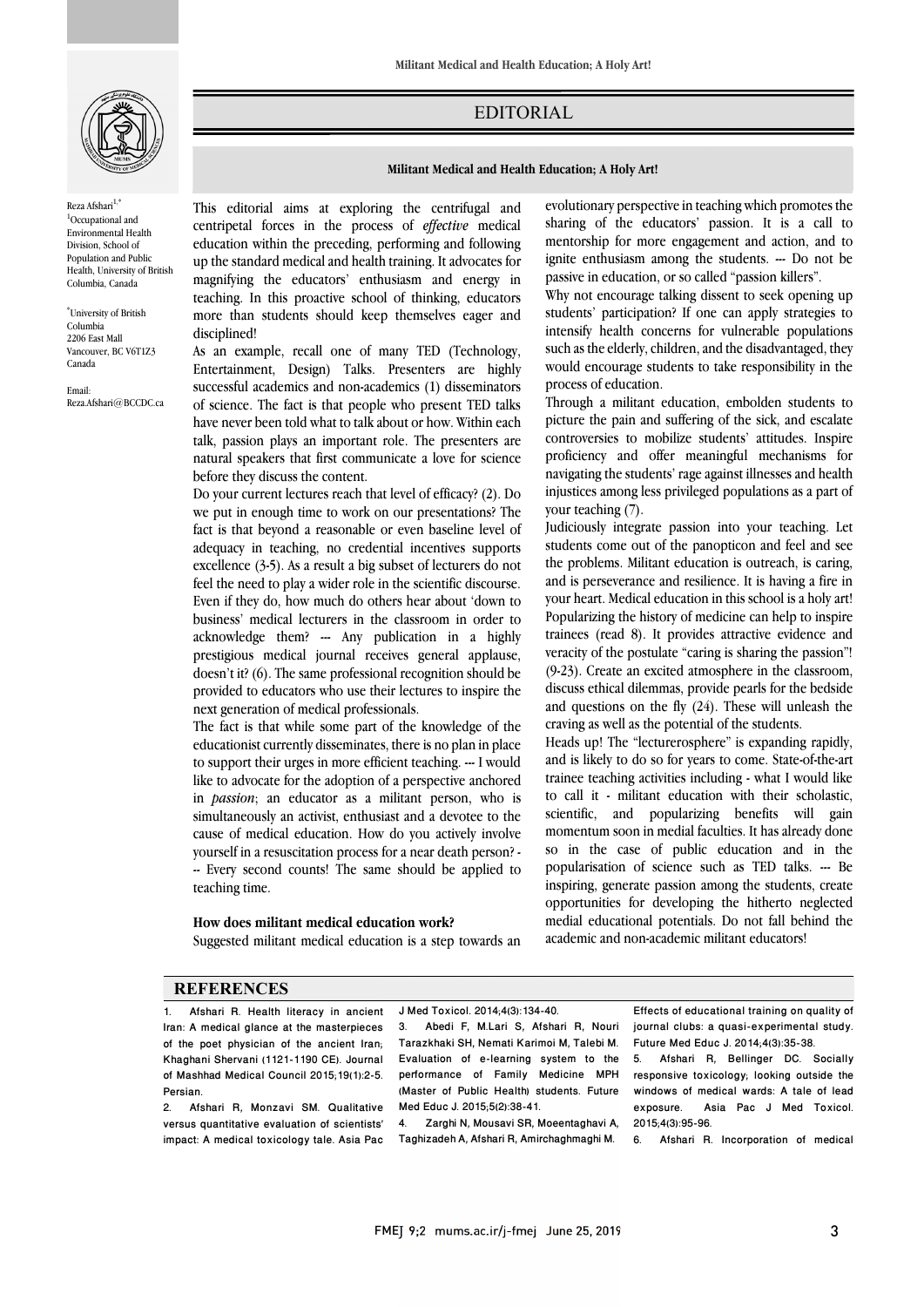# EDITORIAL

**Militant Medical and Health Education; A Holy Art!**

Reza Afshari[1,*]

[1]Occupational and Environmental Health Division, School of Population and Public Health, University of British Columbia, Canada

[*]University of British Columbia
2206 East Mall
Vancouver, BC V6T1Z3
Canada

Email: Reza.Afshari@BCCDC.ca

This editorial aims at exploring the centrifugal and centripetal forces in the process of *effective* medical education within the preceding, performing and following up the standard medical and health training. It advocates for magnifying the educators' enthusiasm and energy in teaching. In this proactive school of thinking, educators more than students should keep themselves eager and disciplined!

As an example, recall one of many TED (Technology, Entertainment, Design) Talks. Presenters are highly successful academics and non-academics (1) disseminators of science. The fact is that people who present TED talks have never been told what to talk about or how. Within each talk, passion plays an important role. The presenters are natural speakers that first communicate a love for science before they discuss the content.

Do your current lectures reach that level of efficacy? (2). Do we put in enough time to work on our presentations? The fact is that beyond a reasonable or even baseline level of adequacy in teaching, no credential incentives supports excellence (3-5). As a result a big subset of lecturers do not feel the need to play a wider role in the scientific discourse. Even if they do, how much do others hear about 'down to business' medical lecturers in the classroom in order to acknowledge them? --- Any publication in a highly prestigious medical journal receives general applause, doesn't it? (6). The same professional recognition should be provided to educators who use their lectures to inspire the next generation of medical professionals.

The fact is that while some part of the knowledge of the educationist currently disseminates, there is no plan in place to support their urges in more efficient teaching. --- I would like to advocate for the adoption of a perspective anchored in *passion*; an educator as a militant person, who is simultaneously an activist, enthusiast and a devotee to the cause of medical education. How do you actively involve yourself in a resuscitation process for a near death person? -- Every second counts! The same should be applied to teaching time.

## How does militant medical education work?

Suggested militant medical education is a step towards an evolutionary perspective in teaching which promotes the sharing of the educators' passion. It is a call to mentorship for more engagement and action, and to ignite enthusiasm among the students. --- Do not be passive in education, or so called "passion killers".

Why not encourage talking dissent to seek opening up students' participation? If one can apply strategies to intensify health concerns for vulnerable populations such as the elderly, children, and the disadvantaged, they would encourage students to take responsibility in the process of education.

Through a militant education, embolden students to picture the pain and suffering of the sick, and escalate controversies to mobilize students' attitudes. Inspire proficiency and offer meaningful mechanisms for navigating the students' rage against illnesses and health injustices among less privileged populations as a part of your teaching (7).

Judiciously integrate passion into your teaching. Let students come out of the panopticon and feel and see the problems. Militant education is outreach, is caring, and is perseverance and resilience. It is having a fire in your heart. Medical education in this school is a holy art! Popularizing the history of medicine can help to inspire trainees (read 8). It provides attractive evidence and veracity of the postulate "caring is sharing the passion"! (9-23). Create an excited atmosphere in the classroom, discuss ethical dilemmas, provide pearls for the bedside and questions on the fly (24). These will unleash the craving as well as the potential of the students.

Heads up! The "lecturerosphere" is expanding rapidly, and is likely to do so for years to come. State-of-the-art trainee teaching activities including - what I would like to call it - militant education with their scholastic, scientific, and popularizing benefits will gain momentum soon in medial faculties. It has already done so in the case of public education and in the popularisation of science such as TED talks. --- Be inspiring, generate passion among the students, create opportunities for developing the hitherto neglected medial educational potentials. Do not fall behind the academic and non-academic militant educators!

## REFERENCES

1. Afshari R. Health literacy in ancient Iran: A medical glance at the masterpieces of the poet physician of the ancient Iran; Khaghani Shervani (1121-1190 CE). Journal of Mashhad Medical Council 2015;19(1):2-5. Persian.
2. Afshari R, Monzavi SM. Qualitative versus quantitative evaluation of scientists' impact: A medical toxicology tale. Asia Pac J Med Toxicol. 2014;4(3):134-40.
3. Abedi F, M.Lari S, Afshari R, Nouri Tarazkhaki SH, Nemati Karimoi M, Talebi M. Evaluation of e-learning system to the performance of Family Medicine MPH (Master of Public Health) students. Future Med Educ J. 2015;5(2):38-41.
4. Zarghi N, Mousavi SR, Moeentaghavi A, Taghizadeh A, Afshari R, Amirchaghmaghi M. Effects of educational training on quality of journal clubs: a quasi-experimental study. Future Med Educ J. 2014;4(3):35-38.
5. Afshari R, Bellinger DC. Socially responsive toxicology; looking outside the windows of medical wards: A tale of lead exposure. Asia Pac J Med Toxicol. 2015;4(3):95-96.
6. Afshari R. Incorporation of medical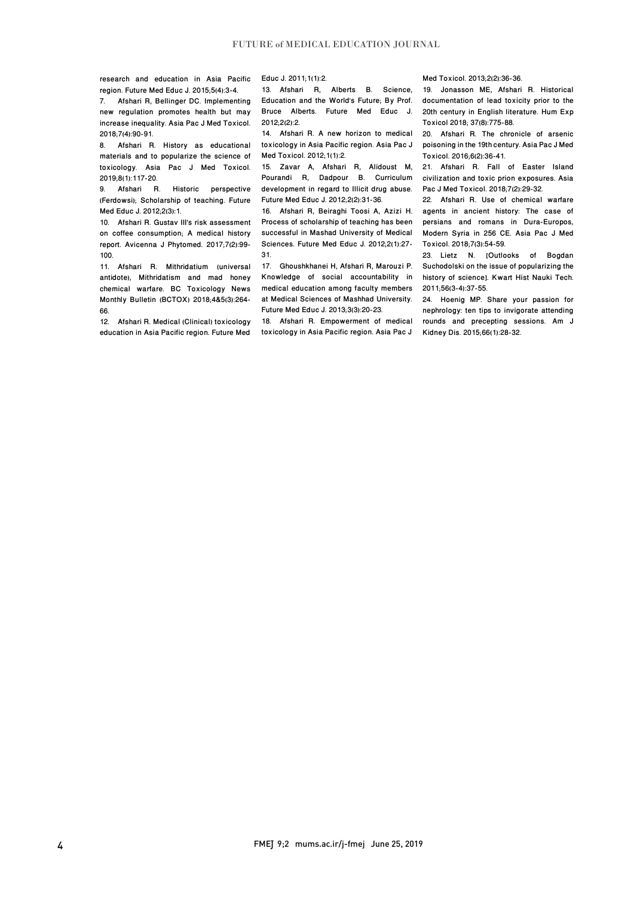research and education in Asia Pacific region. Future Med Educ J. 2015;5(4):3-4.

7. Afshari R, Bellinger DC. Implementing new regulation promotes health but may increase inequality. Asia Pac J Med Toxicol. 2018;7(4):90-91.

8. Afshari R. History as educational materials and to popularize the science of toxicology. Asia Pac J Med Toxicol. 2019;8(1):117-20.

9. Afshari R. Historic perspective (Ferdowsi); Scholarship of teaching. Future Med Educ J. 2012;2(3):1.

10. Afshari R. Gustav III's risk assessment on coffee consumption; A medical history report. Avicenna J Phytomed. 2017;7(2):99-100.

11. Afshari R. Mithridatium (universal antidote), Mithridatism and mad honey chemical warfare. BC Toxicology News Monthly Bulletin (BCTOX) 2018;4&5(3):264-66.

12. Afshari R. Medical (Clinical) toxicology education in Asia Pacific region. Future Med Educ J. 2011;1(1):2.

13. Afshari R, Alberts B. Science, Education and the World's Future; By Prof. Bruce Alberts. Future Med Educ J. 2012;2(2):2.

14. Afshari R. A new horizon to medical toxicology in Asia Pacific region. Asia Pac J Med Toxicol. 2012;1(1):2.

15. Zavar A, Afshari R, Alidoust M, Pourandi R, Dadpour B. Curriculum development in regard to Illicit drug abuse. Future Med Educ J. 2012;2(2):31-36.

16. Afshari R, Beiraghi Toosi A, Azizi H. Process of scholarship of teaching has been successful in Mashad University of Medical Sciences. Future Med Educ J. 2012;2(1):27-31.

17. Ghoushkhanei H, Afshari R, Marouzi P. Knowledge of social accountability in medical education among faculty members at Medical Sciences of Mashhad University. Future Med Educ J. 2013;3(3):20-23.

18. Afshari R. Empowerment of medical toxicology in Asia Pacific region. Asia Pac J Med Toxicol. 2013;2(2):36-36.

19. Jonasson ME, Afshari R. Historical documentation of lead toxicity prior to the 20th century in English literature. Hum Exp Toxicol 2018; 37(8):775-88.

20. Afshari R. The chronicle of arsenic poisoning in the 19th century. Asia Pac J Med Toxicol. 2016;6(2):36-41.

21. Afshari R. Fall of Easter Island civilization and toxic prion exposures. Asia Pac J Med Toxicol. 2018;7(2):29-32.

22. Afshari R. Use of chemical warfare agents in ancient history: The case of persians and romans in Dura-Europos, Modern Syria in 256 CE. Asia Pac J Med Toxicol. 2018;7(3):54-59.

23. Lietz N. [Outlooks of Bogdan Suchodolski on the issue of popularizing the history of science]. Kwart Hist Nauki Tech. 2011;56(3-4):37-55.

24. Hoenig MP. Share your passion for nephrology: ten tips to invigorate attending rounds and precepting sessions. Am J Kidney Dis. 2015;66(1):28-32.